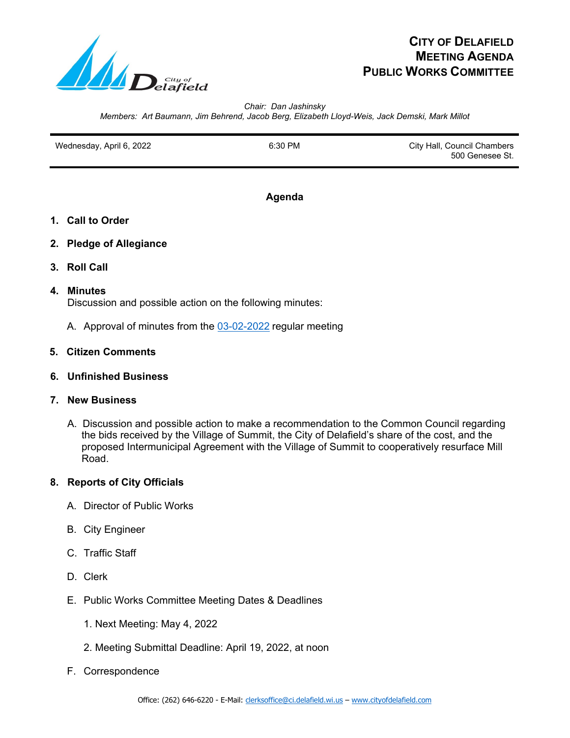# City of Delafield
# Meeting Agenda
# Public Works Committee

*Chair: Dan Jashinsky*
*Members: Art Baumann, Jim Behrend, Jacob Berg, Elizabeth Lloyd-Weis, Jack Demski, Mark Millot*

| Wednesday, April 6, 2022 | 6:30 PM | City Hall, Council Chambers<br>500 Genesee St. |
|---|---|---|

## Agenda

1. **Call to Order**
2. **Pledge of Allegiance**
3. **Roll Call**
4. **Minutes**
   Discussion and possible action on the following minutes:
   A. Approval of minutes from the 03-02-2022 regular meeting
5. **Citizen Comments**
6. **Unfinished Business**
7. **New Business**
   A. Discussion and possible action to make a recommendation to the Common Council regarding the bids received by the Village of Summit, the City of Delafield's share of the cost, and the proposed Intermunicipal Agreement with the Village of Summit to cooperatively resurface Mill Road.
8. **Reports of City Officials**
   A. Director of Public Works
   B. City Engineer
   C. Traffic Staff
   D. Clerk
   E. Public Works Committee Meeting Dates & Deadlines
      1. Next Meeting: May 4, 2022
      2. Meeting Submittal Deadline: April 19, 2022, at noon
   F. Correspondence

Office: (262) 646-6220 - E-Mail: clerksoffice@ci.delafield.wi.us – www.cityofdelafield.com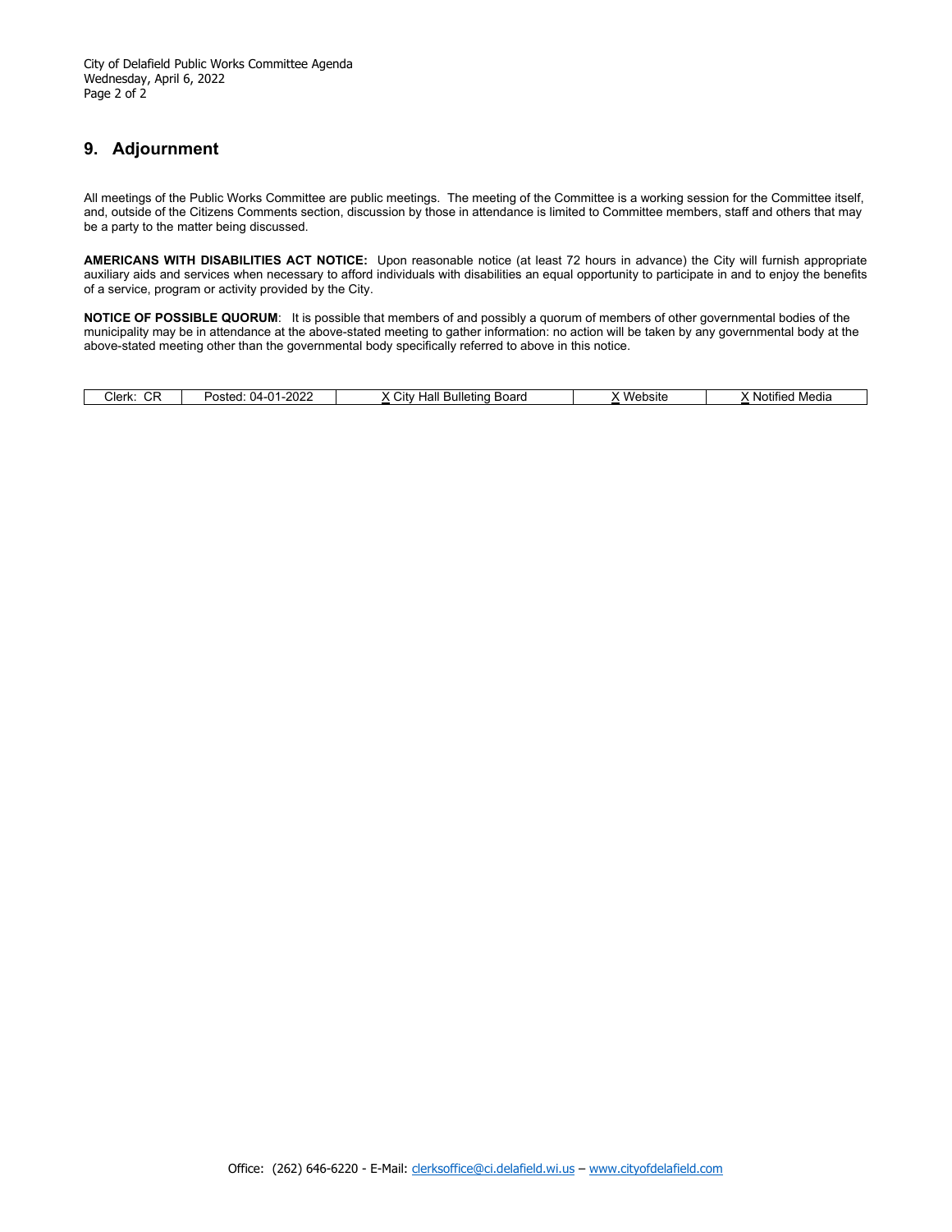## 9. Adjournment

All meetings of the Public Works Committee are public meetings. The meeting of the Committee is a working session for the Committee itself, and, outside of the Citizens Comments section, discussion by those in attendance is limited to Committee members, staff and others that may be a party to the matter being discussed.

**AMERICANS WITH DISABILITIES ACT NOTICE:** Upon reasonable notice (at least 72 hours in advance) the City will furnish appropriate auxiliary aids and services when necessary to afford individuals with disabilities an equal opportunity to participate in and to enjoy the benefits of a service, program or activity provided by the City.

**NOTICE OF POSSIBLE QUORUM**: It is possible that members of and possibly a quorum of members of other governmental bodies of the municipality may be in attendance at the above-stated meeting to gather information: no action will be taken by any governmental body at the above-stated meeting other than the governmental body specifically referred to above in this notice.

| Clerk: CR | Posted: 04-01-2022 | X City Hall Bulleting Board | X Website | X Notified Media |
|---|---|---|---|---|

Office: (262) 646-6220 - E-Mail: clerksoffice@ci.delafield.wi.us – www.cityofdelafield.com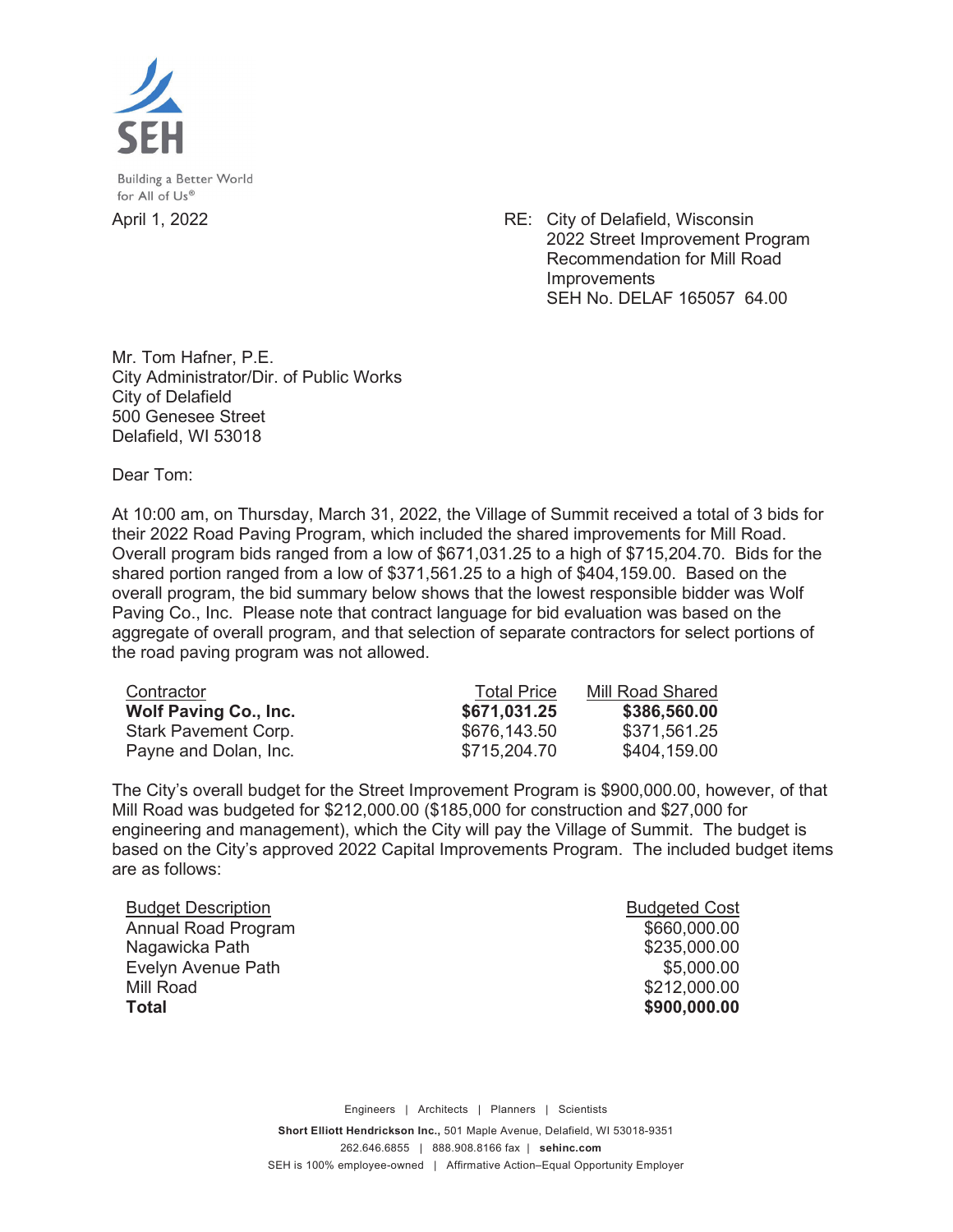SEH

Building a Better World for All of Us®

April 1, 2022

RE: City of Delafield, Wisconsin
2022 Street Improvement Program
Recommendation for Mill Road Improvements
SEH No. DELAF 165057 64.00

Mr. Tom Hafner, P.E.
City Administrator/Dir. of Public Works
City of Delafield
500 Genesee Street
Delafield, WI 53018

Dear Tom:

At 10:00 am, on Thursday, March 31, 2022, the Village of Summit received a total of 3 bids for their 2022 Road Paving Program, which included the shared improvements for Mill Road. Overall program bids ranged from a low of $671,031.25 to a high of $715,204.70. Bids for the shared portion ranged from a low of $371,561.25 to a high of $404,159.00. Based on the overall program, the bid summary below shows that the lowest responsible bidder was Wolf Paving Co., Inc. Please note that contract language for bid evaluation was based on the aggregate of overall program, and that selection of separate contractors for select portions of the road paving program was not allowed.

| Contractor | Total Price | Mill Road Shared |
|---|---|---|
| **Wolf Paving Co., Inc.** | **$671,031.25** | **$386,560.00** |
| Stark Pavement Corp. | $676,143.50 | $371,561.25 |
| Payne and Dolan, Inc. | $715,204.70 | $404,159.00 |

The City's overall budget for the Street Improvement Program is $900,000.00, however, of that Mill Road was budgeted for $212,000.00 ($185,000 for construction and $27,000 for engineering and management), which the City will pay the Village of Summit. The budget is based on the City's approved 2022 Capital Improvements Program. The included budget items are as follows:

| Budget Description | Budgeted Cost |
|---|---|
| Annual Road Program | $660,000.00 |
| Nagawicka Path | $235,000.00 |
| Evelyn Avenue Path | $5,000.00 |
| Mill Road | $212,000.00 |
| **Total** | **$900,000.00** |

Engineers | Architects | Planners | Scientists

**Short Elliott Hendrickson Inc.,** 501 Maple Avenue, Delafield, WI 53018-9351
262.646.6855 | 888.908.8166 fax | **sehinc.com**
SEH is 100% employee-owned | Affirmative Action–Equal Opportunity Employer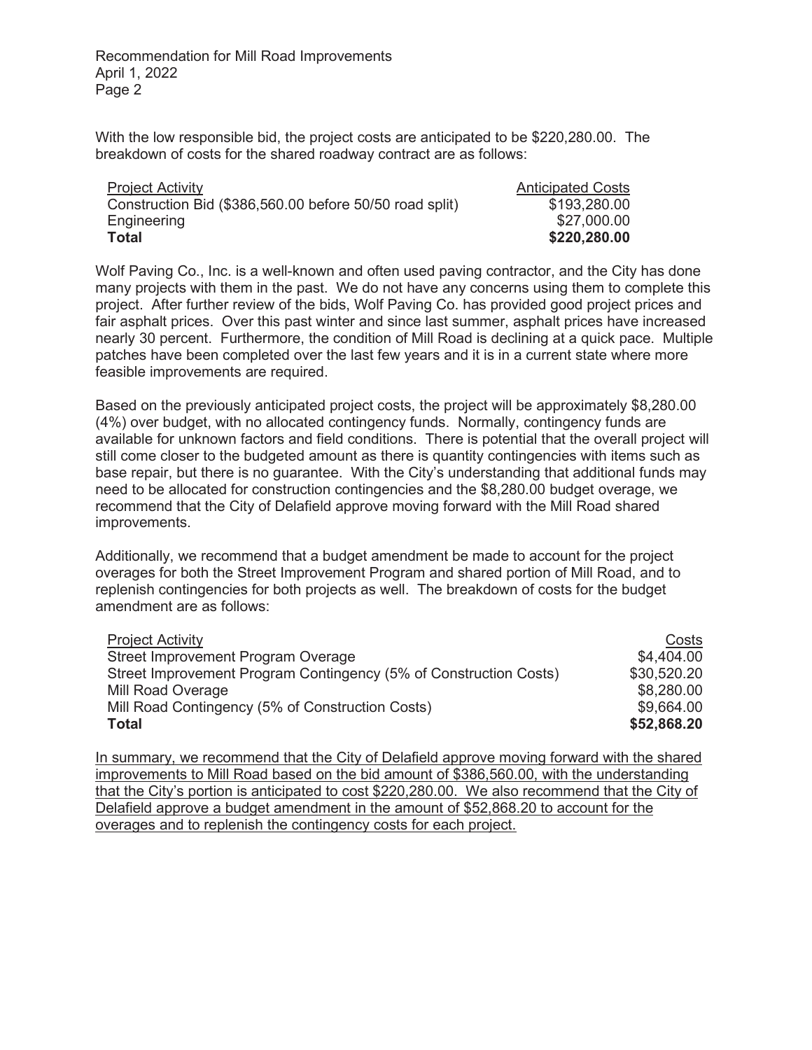With the low responsible bid, the project costs are anticipated to be $220,280.00. The breakdown of costs for the shared roadway contract are as follows:

| Project Activity | Anticipated Costs |
| --- | --- |
| Construction Bid ($386,560.00 before 50/50 road split) | $193,280.00 |
| Engineering | $27,000.00 |
| **Total** | **$220,280.00** |

Wolf Paving Co., Inc. is a well-known and often used paving contractor, and the City has done many projects with them in the past. We do not have any concerns using them to complete this project. After further review of the bids, Wolf Paving Co. has provided good project prices and fair asphalt prices. Over this past winter and since last summer, asphalt prices have increased nearly 30 percent. Furthermore, the condition of Mill Road is declining at a quick pace. Multiple patches have been completed over the last few years and it is in a current state where more feasible improvements are required.

Based on the previously anticipated project costs, the project will be approximately $8,280.00 (4%) over budget, with no allocated contingency funds. Normally, contingency funds are available for unknown factors and field conditions. There is potential that the overall project will still come closer to the budgeted amount as there is quantity contingencies with items such as base repair, but there is no guarantee. With the City's understanding that additional funds may need to be allocated for construction contingencies and the $8,280.00 budget overage, we recommend that the City of Delafield approve moving forward with the Mill Road shared improvements.

Additionally, we recommend that a budget amendment be made to account for the project overages for both the Street Improvement Program and shared portion of Mill Road, and to replenish contingencies for both projects as well. The breakdown of costs for the budget amendment are as follows:

| Project Activity | Costs |
| --- | --- |
| Street Improvement Program Overage | $4,404.00 |
| Street Improvement Program Contingency (5% of Construction Costs) | $30,520.20 |
| Mill Road Overage | $8,280.00 |
| Mill Road Contingency (5% of Construction Costs) | $9,664.00 |
| **Total** | **$52,868.20** |

In summary, we recommend that the City of Delafield approve moving forward with the shared improvements to Mill Road based on the bid amount of $386,560.00, with the understanding that the City's portion is anticipated to cost $220,280.00. We also recommend that the City of Delafield approve a budget amendment in the amount of $52,868.20 to account for the overages and to replenish the contingency costs for each project.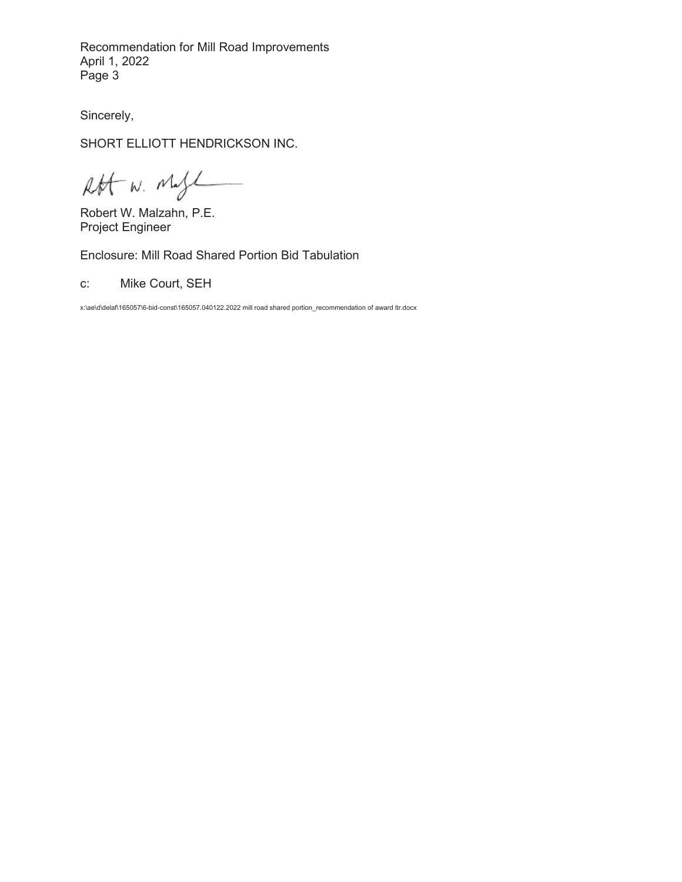Sincerely,

SHORT ELLIOTT HENDRICKSON INC.

Robert W. Malzahn, P.E.
Project Engineer

Enclosure: Mill Road Shared Portion Bid Tabulation

c: Mike Court, SEH

x:\ae\d\delaf\165057\6-bid-const\165057.040122.2022 mill road shared portion_recommendation of award ltr.docx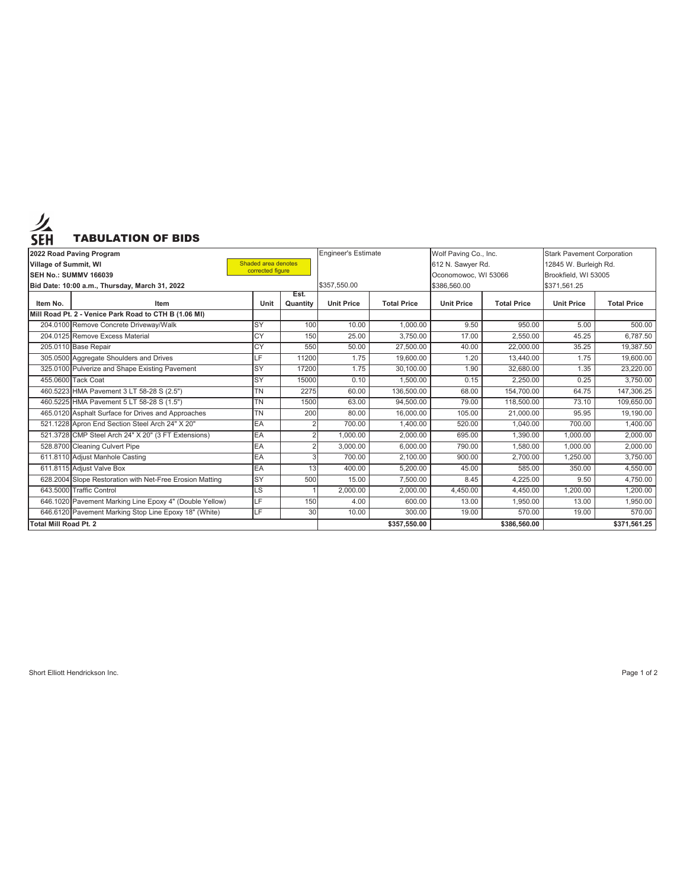# TABULATION OF BIDS

| 2022 Road Paving Program | | | | Engineer's Estimate | | Wolf Paving Co., Inc. | | Stark Pavement Corporation | |
|---|---|---|---|---|---|---|---|---|---|
| Village of Summit, WI | Shaded area denotes corrected figure | | | | | 612 N. Sawyer Rd. | | 12845 W. Burleigh Rd. | |
| SEH No.: SUMMV 166039 | | | | | | Oconomowoc, WI 53066 | | Brookfield, WI 53005 | |
| Bid Date: 10:00 a.m., Thursday, March 31, 2022 | | | | $357,550.00 | | $386,560.00 | | $371,561.25 | |
| **Item No.** | **Item** | **Unit** | **Est. Quantity** | **Unit Price** | **Total Price** | **Unit Price** | **Total Price** | **Unit Price** | **Total Price** |
| **Mill Road Pt. 2 - Venice Park Road to CTH B (1.06 MI)** | | | | | | | | | |
| 204.0100 | Remove Concrete Driveway/Walk | SY | 100 | 10.00 | 1,000.00 | 9.50 | 950.00 | 5.00 | 500.00 |
| 204.0125 | Remove Excess Material | CY | 150 | 25.00 | 3,750.00 | 17.00 | 2,550.00 | 45.25 | 6,787.50 |
| 205.0110 | Base Repair | CY | 550 | 50.00 | 27,500.00 | 40.00 | 22,000.00 | 35.25 | 19,387.50 |
| 305.0500 | Aggregate Shoulders and Drives | LF | 11200 | 1.75 | 19,600.00 | 1.20 | 13,440.00 | 1.75 | 19,600.00 |
| 325.0100 | Pulverize and Shape Existing Pavement | SY | 17200 | 1.75 | 30,100.00 | 1.90 | 32,680.00 | 1.35 | 23,220.00 |
| 455.0600 | Tack Coat | SY | 15000 | 0.10 | 1,500.00 | 0.15 | 2,250.00 | 0.25 | 3,750.00 |
| 460.5223 | HMA Pavement 3 LT 58-28 S (2.5") | TN | 2275 | 60.00 | 136,500.00 | 68.00 | 154,700.00 | 64.75 | 147,306.25 |
| 460.5225 | HMA Pavement 5 LT 58-28 S (1.5") | TN | 1500 | 63.00 | 94,500.00 | 79.00 | 118,500.00 | 73.10 | 109,650.00 |
| 465.0120 | Asphalt Surface for Drives and Approaches | TN | 200 | 80.00 | 16,000.00 | 105.00 | 21,000.00 | 95.95 | 19,190.00 |
| 521.1228 | Apron End Section Steel Arch 24" X 20" | EA | 2 | 700.00 | 1,400.00 | 520.00 | 1,040.00 | 700.00 | 1,400.00 |
| 521.3728 | CMP Steel Arch 24" X 20" (3 FT Extensions) | EA | 2 | 1,000.00 | 2,000.00 | 695.00 | 1,390.00 | 1,000.00 | 2,000.00 |
| 528.8700 | Cleaning Culvert Pipe | EA | 2 | 3,000.00 | 6,000.00 | 790.00 | 1,580.00 | 1,000.00 | 2,000.00 |
| 611.8110 | Adjust Manhole Casting | EA | 3 | 700.00 | 2,100.00 | 900.00 | 2,700.00 | 1,250.00 | 3,750.00 |
| 611.8115 | Adjust Valve Box | EA | 13 | 400.00 | 5,200.00 | 45.00 | 585.00 | 350.00 | 4,550.00 |
| 628.2004 | Slope Restoration with Net-Free Erosion Matting | SY | 500 | 15.00 | 7,500.00 | 8.45 | 4,225.00 | 9.50 | 4,750.00 |
| 643.5000 | Traffic Control | LS | 1 | 2,000.00 | 2,000.00 | 4,450.00 | 4,450.00 | 1,200.00 | 1,200.00 |
| 646.1020 | Pavement Marking Line Epoxy 4" (Double Yellow) | LF | 150 | 4.00 | 600.00 | 13.00 | 1,950.00 | 13.00 | 1,950.00 |
| 646.6120 | Pavement Marking Stop Line Epoxy 18" (White) | LF | 30 | 10.00 | 300.00 | 19.00 | 570.00 | 19.00 | 570.00 |
| **Total Mill Road Pt. 2** | | | | | **$357,550.00** | | **$386,560.00** | | **$371,561.25** |

Short Elliott Hendrickson Inc.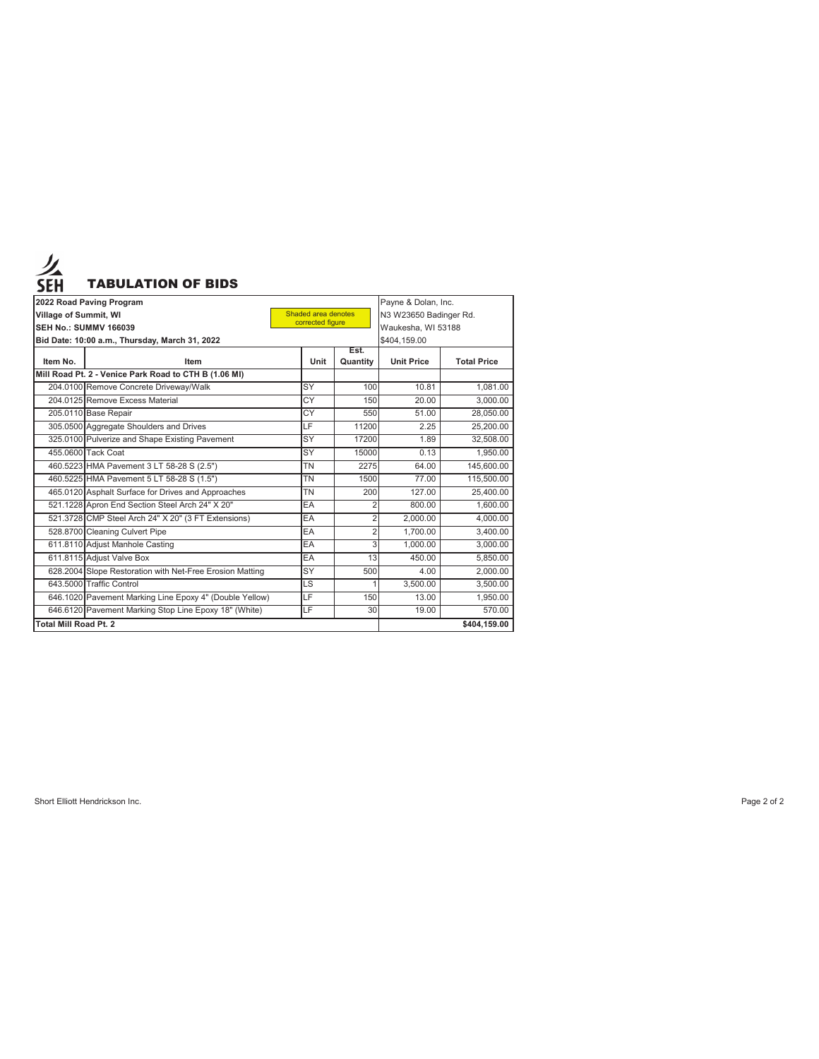# TABULATION OF BIDS

| 2022 Road Paving Program | | | | Payne & Dolan, Inc. | |
|---|---|---|---|---|---|
| Village of Summit, WI | | Shaded area denotes corrected figure | | N3 W23650 Badinger Rd. | |
| SEH No.: SUMMV 166039 | | | | Waukesha, WI 53188 | |
| Bid Date: 10:00 a.m., Thursday, March 31, 2022 | | | | $404,159.00 | |
| **Item No.** | **Item** | **Unit** | **Est. Quantity** | **Unit Price** | **Total Price** |
| **Mill Road Pt. 2 - Venice Park Road to CTH B (1.06 MI)** | | | | | |
| 204.0100 | Remove Concrete Driveway/Walk | SY | 100 | 10.81 | 1,081.00 |
| 204.0125 | Remove Excess Material | CY | 150 | 20.00 | 3,000.00 |
| 205.0110 | Base Repair | CY | 550 | 51.00 | 28,050.00 |
| 305.0500 | Aggregate Shoulders and Drives | LF | 11200 | 2.25 | 25,200.00 |
| 325.0100 | Pulverize and Shape Existing Pavement | SY | 17200 | 1.89 | 32,508.00 |
| 455.0600 | Tack Coat | SY | 15000 | 0.13 | 1,950.00 |
| 460.5223 | HMA Pavement 3 LT 58-28 S (2.5") | TN | 2275 | 64.00 | 145,600.00 |
| 460.5225 | HMA Pavement 5 LT 58-28 S (1.5") | TN | 1500 | 77.00 | 115,500.00 |
| 465.0120 | Asphalt Surface for Drives and Approaches | TN | 200 | 127.00 | 25,400.00 |
| 521.1228 | Apron End Section Steel Arch 24" X 20" | EA | 2 | 800.00 | 1,600.00 |
| 521.3728 | CMP Steel Arch 24" X 20" (3 FT Extensions) | EA | 2 | 2,000.00 | 4,000.00 |
| 528.8700 | Cleaning Culvert Pipe | EA | 2 | 1,700.00 | 3,400.00 |
| 611.8110 | Adjust Manhole Casting | EA | 3 | 1,000.00 | 3,000.00 |
| 611.8115 | Adjust Valve Box | EA | 13 | 450.00 | 5,850.00 |
| 628.2004 | Slope Restoration with Net-Free Erosion Matting | SY | 500 | 4.00 | 2,000.00 |
| 643.5000 | Traffic Control | LS | 1 | 3,500.00 | 3,500.00 |
| 646.1020 | Pavement Marking Line Epoxy 4" (Double Yellow) | LF | 150 | 13.00 | 1,950.00 |
| 646.6120 | Pavement Marking Stop Line Epoxy 18" (White) | LF | 30 | 19.00 | 570.00 |
| **Total Mill Road Pt. 2** | | | | | **$404,159.00** |

Short Elliott Hendrickson Inc.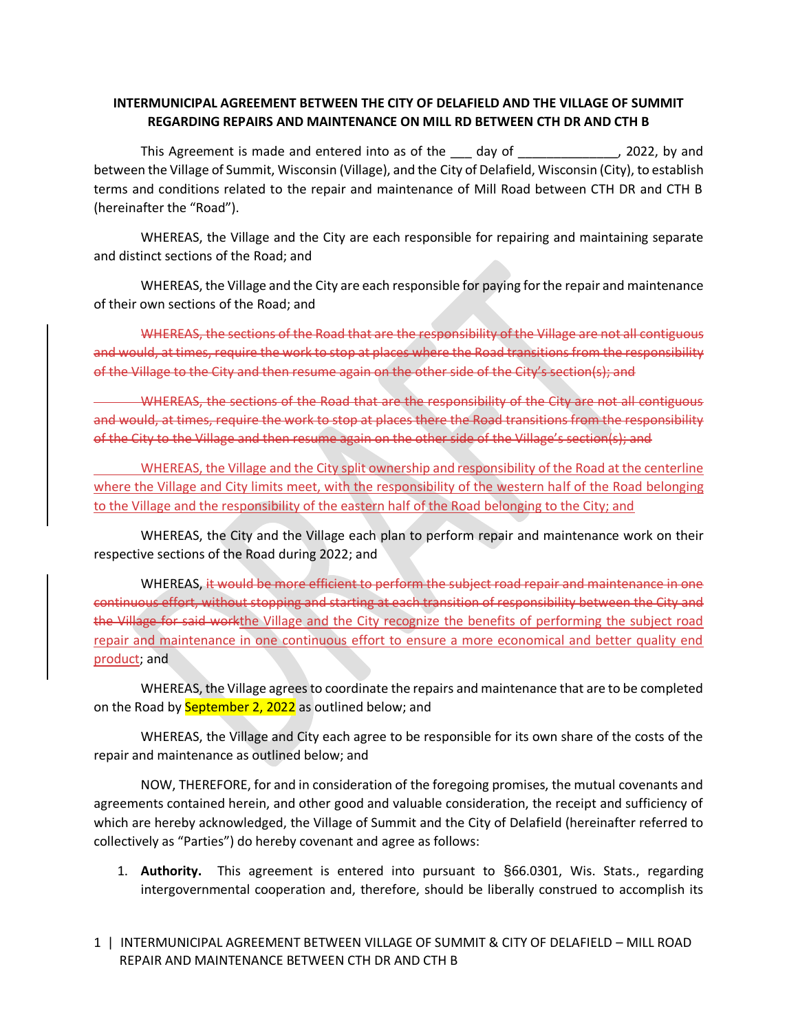**INTERMUNICIPAL AGREEMENT BETWEEN THE CITY OF DELAFIELD AND THE VILLAGE OF SUMMIT REGARDING REPAIRS AND MAINTENANCE ON MILL RD BETWEEN CTH DR AND CTH B**

This Agreement is made and entered into as of the ___ day of ______________, 2022, by and between the Village of Summit, Wisconsin (Village), and the City of Delafield, Wisconsin (City), to establish terms and conditions related to the repair and maintenance of Mill Road between CTH DR and CTH B (hereinafter the "Road").

WHEREAS, the Village and the City are each responsible for repairing and maintaining separate and distinct sections of the Road; and

WHEREAS, the Village and the City are each responsible for paying for the repair and maintenance of their own sections of the Road; and

~~WHEREAS, the sections of the Road that are the responsibility of the Village are not all contiguous and would, at times, require the work to stop at places where the Road transitions from the responsibility of the Village to the City and then resume again on the other side of the City's section(s); and~~

~~WHEREAS, the sections of the Road that are the responsibility of the City are not all contiguous and would, at times, require the work to stop at places there the Road transitions from the responsibility of the City to the Village and then resume again on the other side of the Village's section(s); and~~

WHEREAS, the Village and the City split ownership and responsibility of the Road at the centerline where the Village and City limits meet, with the responsibility of the western half of the Road belonging to the Village and the responsibility of the eastern half of the Road belonging to the City; and

WHEREAS, the City and the Village each plan to perform repair and maintenance work on their respective sections of the Road during 2022; and

WHEREAS, ~~it would be more efficient to perform the subject road repair and maintenance in one continuous effort, without stopping and starting at each transition of responsibility between the City and the Village for said work~~the Village and the City recognize the benefits of performing the subject road repair and maintenance in one continuous effort to ensure a more economical and better quality end product; and

WHEREAS, the Village agrees to coordinate the repairs and maintenance that are to be completed on the Road by September 2, 2022 as outlined below; and

WHEREAS, the Village and City each agree to be responsible for its own share of the costs of the repair and maintenance as outlined below; and

NOW, THEREFORE, for and in consideration of the foregoing promises, the mutual covenants and agreements contained herein, and other good and valuable consideration, the receipt and sufficiency of which are hereby acknowledged, the Village of Summit and the City of Delafield (hereinafter referred to collectively as "Parties") do hereby covenant and agree as follows:

1. **Authority.** This agreement is entered into pursuant to §66.0301, Wis. Stats., regarding intergovernmental cooperation and, therefore, should be liberally construed to accomplish its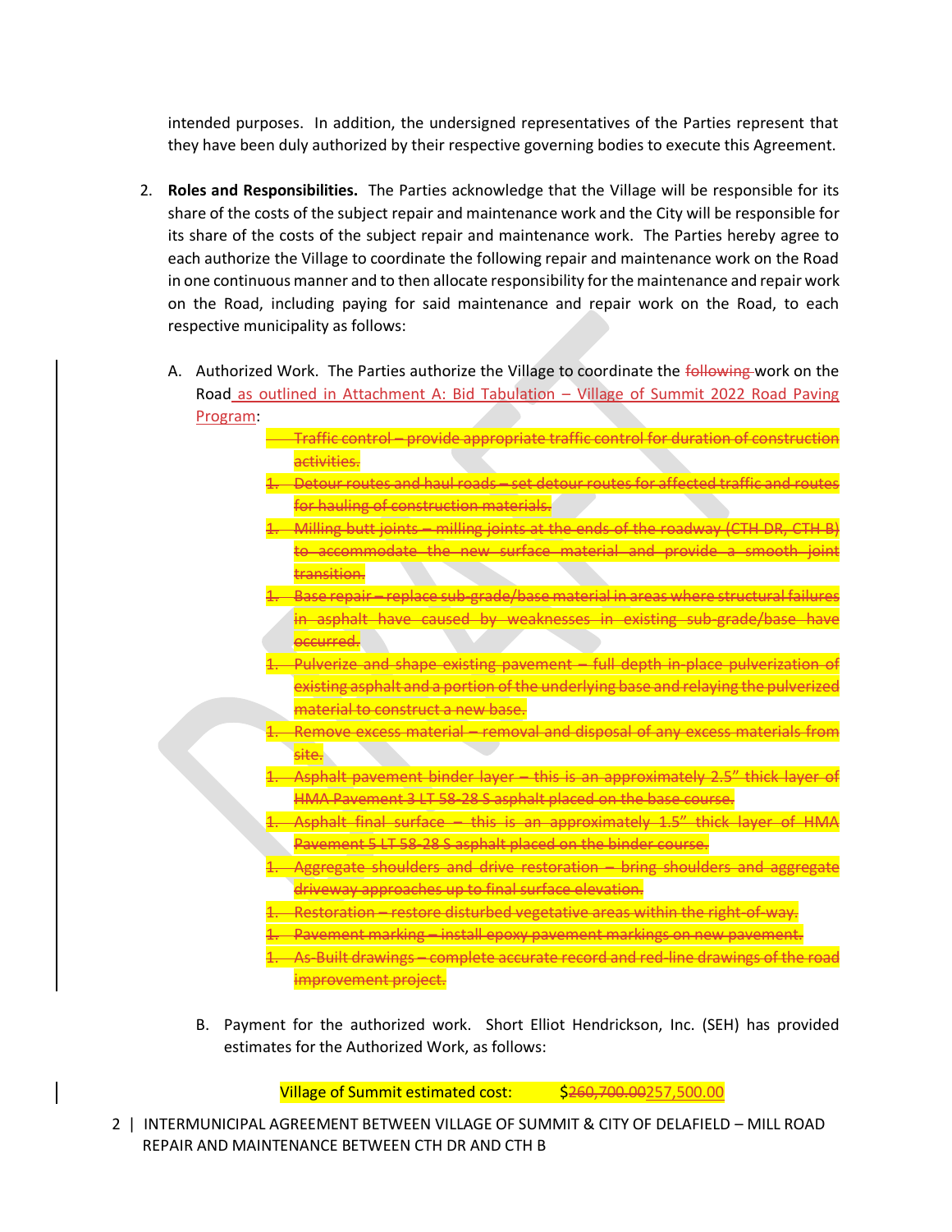intended purposes. In addition, the undersigned representatives of the Parties represent that they have been duly authorized by their respective governing bodies to execute this Agreement.

2. **Roles and Responsibilities.** The Parties acknowledge that the Village will be responsible for its share of the costs of the subject repair and maintenance work and the City will be responsible for its share of the costs of the subject repair and maintenance work. The Parties hereby agree to each authorize the Village to coordinate the following repair and maintenance work on the Road in one continuous manner and to then allocate responsibility for the maintenance and repair work on the Road, including paying for said maintenance and repair work on the Road, to each respective municipality as follows:

   A. Authorized Work. The Parties authorize the Village to coordinate the ~~following~~ work on the Road as outlined in Attachment A: Bid Tabulation – Village of Summit 2022 Road Paving Program:

      - ~~Traffic control – provide appropriate traffic control for duration of construction activities.~~
      - ~~1. Detour routes and haul roads – set detour routes for affected traffic and routes for hauling of construction materials.~~
      - ~~1. Milling butt joints – milling joints at the ends of the roadway (CTH DR, CTH B) to accommodate the new surface material and provide a smooth joint transition.~~
      - ~~1. Base repair – replace sub-grade/base material in areas where structural failures in asphalt have caused by weaknesses in existing sub-grade/base have occurred.~~
      - ~~1. Pulverize and shape existing pavement – full depth in-place pulverization of existing asphalt and a portion of the underlying base and relaying the pulverized material to construct a new base.~~
      - ~~1. Remove excess material – removal and disposal of any excess materials from site.~~
      - ~~1. Asphalt pavement binder layer – this is an approximately 2.5" thick layer of HMA Pavement 3 LT 58-28 S asphalt placed on the base course.~~
      - ~~1. Asphalt final surface – this is an approximately 1.5" thick layer of HMA Pavement 5 LT 58-28 S asphalt placed on the binder course.~~
      - ~~1. Aggregate shoulders and drive restoration – bring shoulders and aggregate driveway approaches up to final surface elevation.~~
      - ~~1. Restoration – restore disturbed vegetative areas within the right-of-way.~~
      - ~~1. Pavement marking – install epoxy pavement markings on new pavement.~~
      - ~~1. As-Built drawings – complete accurate record and red-line drawings of the road improvement project.~~

   B. Payment for the authorized work. Short Elliot Hendrickson, Inc. (SEH) has provided estimates for the Authorized Work, as follows:

      Village of Summit estimated cost: $~~260,700.00~~257,500.00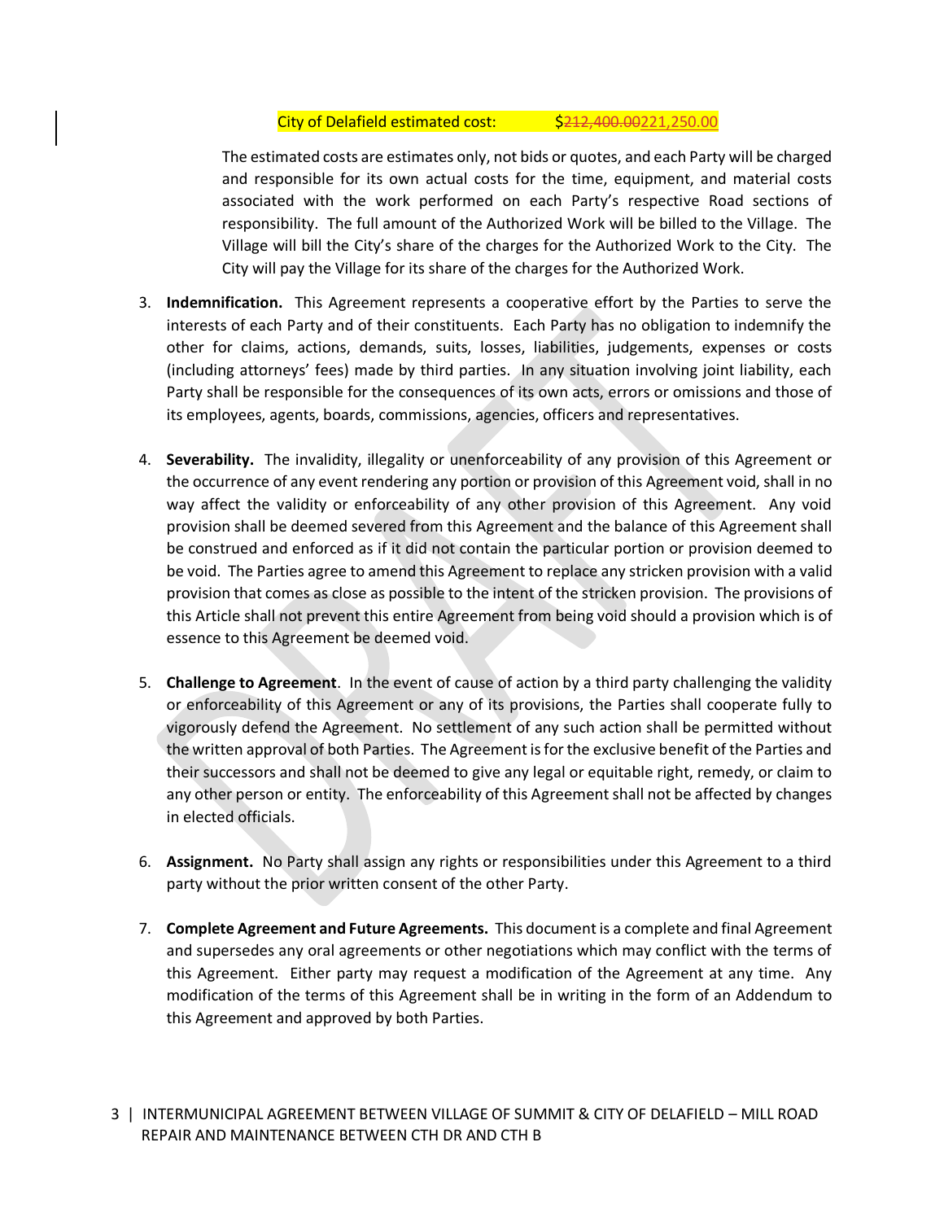City of Delafield estimated cost: ~~$212,400.00~~ $221,250.00

The estimated costs are estimates only, not bids or quotes, and each Party will be charged and responsible for its own actual costs for the time, equipment, and material costs associated with the work performed on each Party's respective Road sections of responsibility. The full amount of the Authorized Work will be billed to the Village. The Village will bill the City's share of the charges for the Authorized Work to the City. The City will pay the Village for its share of the charges for the Authorized Work.

3. **Indemnification.** This Agreement represents a cooperative effort by the Parties to serve the interests of each Party and of their constituents. Each Party has no obligation to indemnify the other for claims, actions, demands, suits, losses, liabilities, judgements, expenses or costs (including attorneys' fees) made by third parties. In any situation involving joint liability, each Party shall be responsible for the consequences of its own acts, errors or omissions and those of its employees, agents, boards, commissions, agencies, officers and representatives.

4. **Severability.** The invalidity, illegality or unenforceability of any provision of this Agreement or the occurrence of any event rendering any portion or provision of this Agreement void, shall in no way affect the validity or enforceability of any other provision of this Agreement. Any void provision shall be deemed severed from this Agreement and the balance of this Agreement shall be construed and enforced as if it did not contain the particular portion or provision deemed to be void. The Parties agree to amend this Agreement to replace any stricken provision with a valid provision that comes as close as possible to the intent of the stricken provision. The provisions of this Article shall not prevent this entire Agreement from being void should a provision which is of essence to this Agreement be deemed void.

5. **Challenge to Agreement**. In the event of cause of action by a third party challenging the validity or enforceability of this Agreement or any of its provisions, the Parties shall cooperate fully to vigorously defend the Agreement. No settlement of any such action shall be permitted without the written approval of both Parties. The Agreement is for the exclusive benefit of the Parties and their successors and shall not be deemed to give any legal or equitable right, remedy, or claim to any other person or entity. The enforceability of this Agreement shall not be affected by changes in elected officials.

6. **Assignment.** No Party shall assign any rights or responsibilities under this Agreement to a third party without the prior written consent of the other Party.

7. **Complete Agreement and Future Agreements.** This document is a complete and final Agreement and supersedes any oral agreements or other negotiations which may conflict with the terms of this Agreement. Either party may request a modification of the Agreement at any time. Any modification of the terms of this Agreement shall be in writing in the form of an Addendum to this Agreement and approved by both Parties.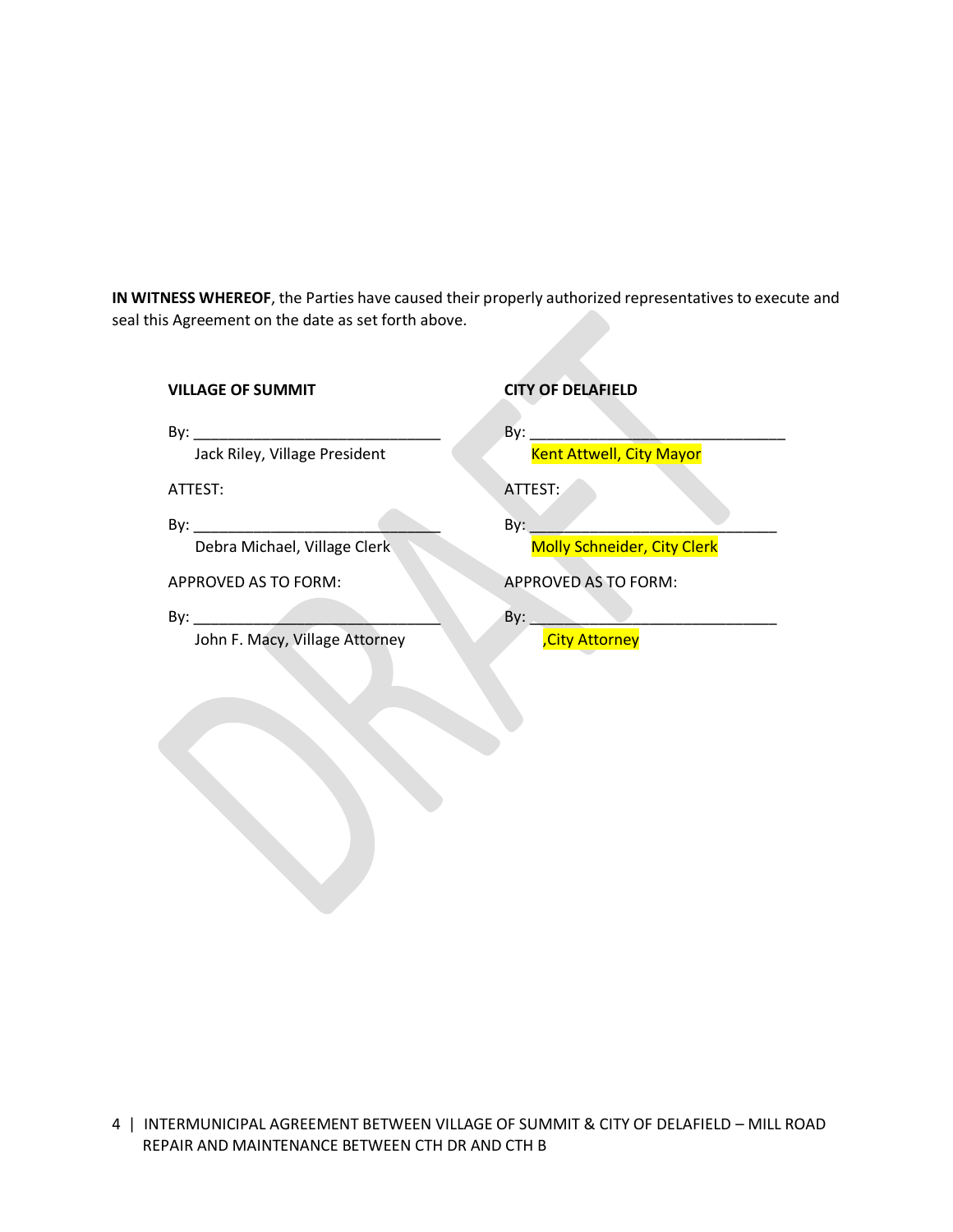**IN WITNESS WHEREOF**, the Parties have caused their properly authorized representatives to execute and seal this Agreement on the date as set forth above.

**VILLAGE OF SUMMIT**

By: ______________________________
Jack Riley, Village President

ATTEST:

By: ______________________________
Debra Michael, Village Clerk

APPROVED AS TO FORM:

By: ______________________________
John F. Macy, Village Attorney

**CITY OF DELAFIELD**

By: ______________________________
Kent Attwell, City Mayor

ATTEST:

By: ______________________________
Molly Schneider, City Clerk

APPROVED AS TO FORM:

By: ______________________________
,City Attorney